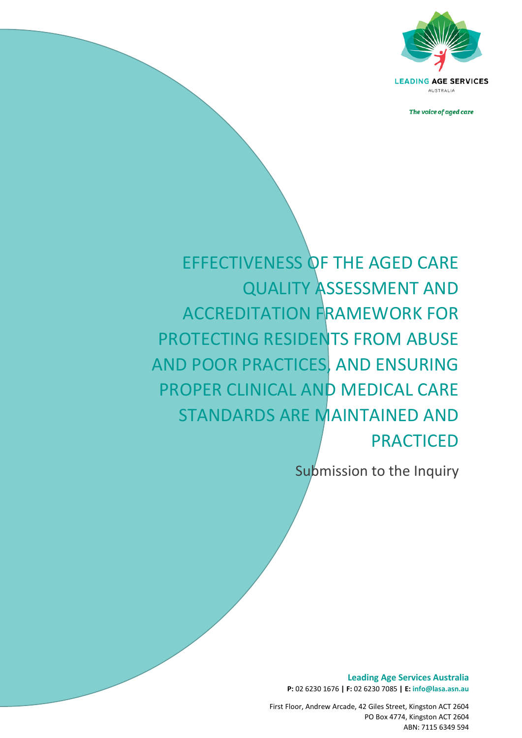LEADING AGE SERVICES

AUSTRALIA

*The voice of aged care*

# EFFECTIVENESS OF THE AGED CARE QUALITY ASSESSMENT AND ACCREDITATION FRAMEWORK FOR PROTECTING RESIDENTS FROM ABUSE AND POOR PRACTICES, AND ENSURING PROPER CLINICAL AND MEDICAL CARE STANDARDS ARE MAINTAINED AND PRACTICED

Submission to the Inquiry

**Leading Age Services Australia**

**P:** 02 6230 1676 **|** **F:** 02 6230 7085 **|** **E:** **info@lasa.asn.au**

First Floor, Andrew Arcade, 42 Giles Street, Kingston ACT 2604

PO Box 4774, Kingston ACT 2604

ABN: 7115 6349 594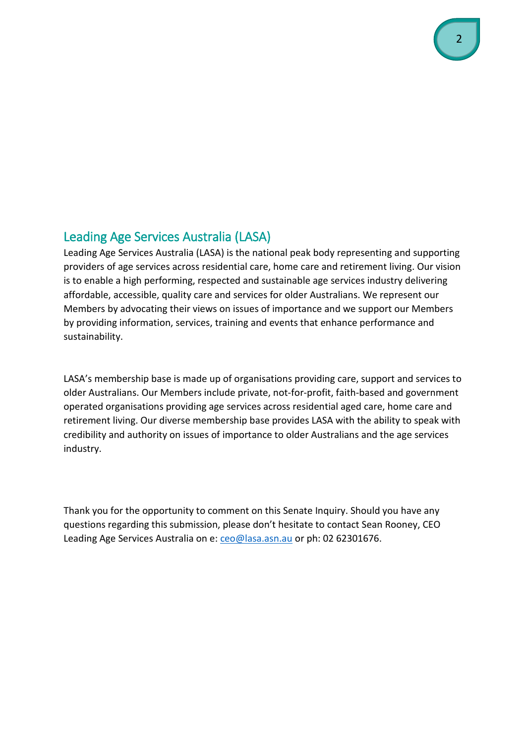## Leading Age Services Australia (LASA)

Leading Age Services Australia (LASA) is the national peak body representing and supporting providers of age services across residential care, home care and retirement living. Our vision is to enable a high performing, respected and sustainable age services industry delivering affordable, accessible, quality care and services for older Australians. We represent our Members by advocating their views on issues of importance and we support our Members by providing information, services, training and events that enhance performance and sustainability.

LASA's membership base is made up of organisations providing care, support and services to older Australians. Our Members include private, not-for-profit, faith-based and government operated organisations providing age services across residential aged care, home care and retirement living. Our diverse membership base provides LASA with the ability to speak with credibility and authority on issues of importance to older Australians and the age services industry.

Thank you for the opportunity to comment on this Senate Inquiry. Should you have any questions regarding this submission, please don't hesitate to contact Sean Rooney, CEO Leading Age Services Australia on e: ceo@lasa.asn.au or ph: 02 62301676.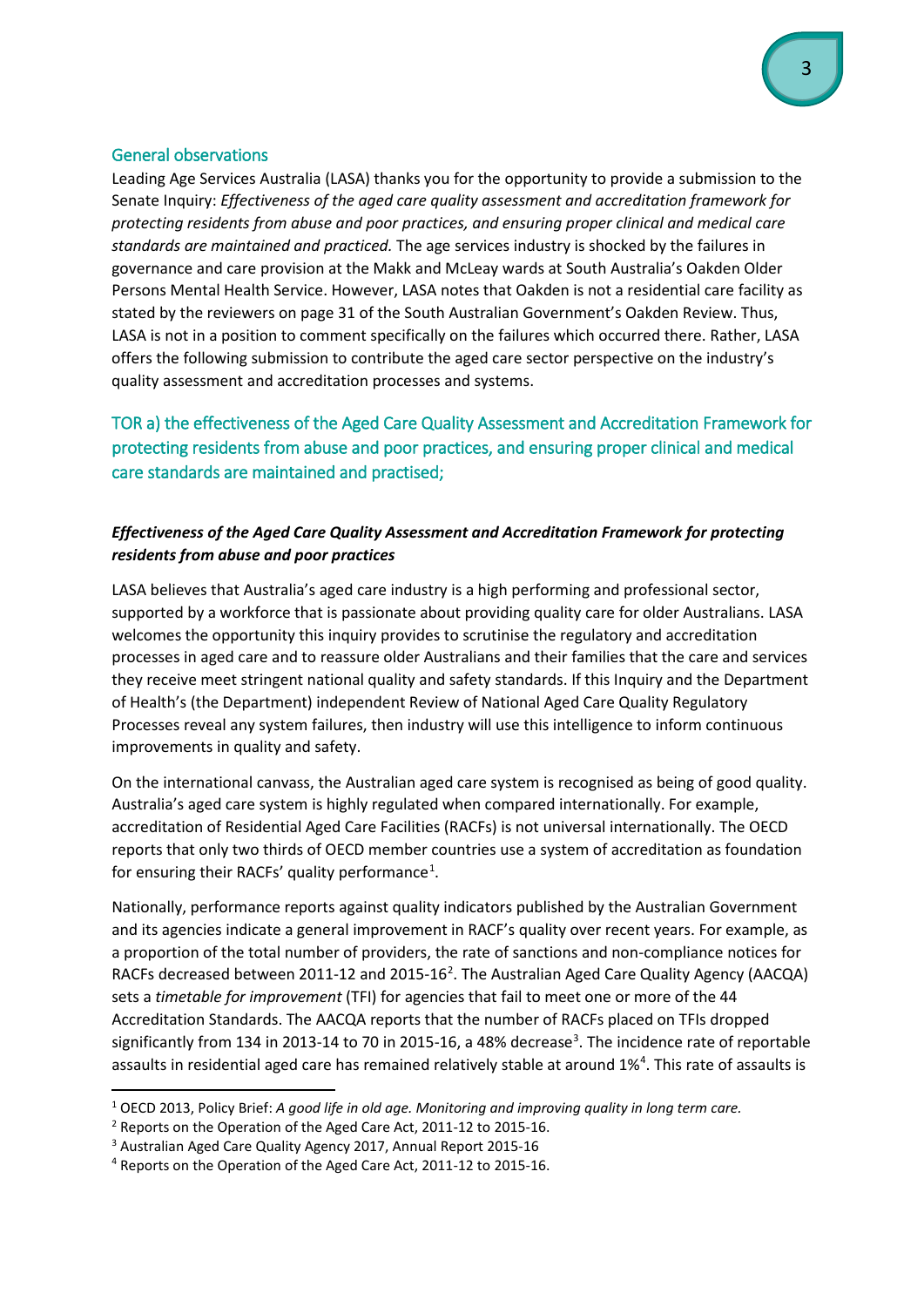## General observations

Leading Age Services Australia (LASA) thanks you for the opportunity to provide a submission to the Senate Inquiry: *Effectiveness of the aged care quality assessment and accreditation framework for protecting residents from abuse and poor practices, and ensuring proper clinical and medical care standards are maintained and practiced.* The age services industry is shocked by the failures in governance and care provision at the Makk and McLeay wards at South Australia's Oakden Older Persons Mental Health Service. However, LASA notes that Oakden is not a residential care facility as stated by the reviewers on page 31 of the South Australian Government's Oakden Review. Thus, LASA is not in a position to comment specifically on the failures which occurred there. Rather, LASA offers the following submission to contribute the aged care sector perspective on the industry's quality assessment and accreditation processes and systems.

## TOR a) the effectiveness of the Aged Care Quality Assessment and Accreditation Framework for protecting residents from abuse and poor practices, and ensuring proper clinical and medical care standards are maintained and practised;

### *Effectiveness of the Aged Care Quality Assessment and Accreditation Framework for protecting residents from abuse and poor practices*

LASA believes that Australia's aged care industry is a high performing and professional sector, supported by a workforce that is passionate about providing quality care for older Australians. LASA welcomes the opportunity this inquiry provides to scrutinise the regulatory and accreditation processes in aged care and to reassure older Australians and their families that the care and services they receive meet stringent national quality and safety standards. If this Inquiry and the Department of Health's (the Department) independent Review of National Aged Care Quality Regulatory Processes reveal any system failures, then industry will use this intelligence to inform continuous improvements in quality and safety.

On the international canvass, the Australian aged care system is recognised as being of good quality. Australia's aged care system is highly regulated when compared internationally. For example, accreditation of Residential Aged Care Facilities (RACFs) is not universal internationally. The OECD reports that only two thirds of OECD member countries use a system of accreditation as foundation for ensuring their RACFs' quality performance[1].

Nationally, performance reports against quality indicators published by the Australian Government and its agencies indicate a general improvement in RACF's quality over recent years. For example, as a proportion of the total number of providers, the rate of sanctions and non-compliance notices for RACFs decreased between 2011-12 and 2015-16[2]. The Australian Aged Care Quality Agency (AACQA) sets a *timetable for improvement* (TFI) for agencies that fail to meet one or more of the 44 Accreditation Standards. The AACQA reports that the number of RACFs placed on TFIs dropped significantly from 134 in 2013-14 to 70 in 2015-16, a 48% decrease[3]. The incidence rate of reportable assaults in residential aged care has remained relatively stable at around 1%[4]. This rate of assaults is

---

[1] OECD 2013, Policy Brief: *A good life in old age. Monitoring and improving quality in long term care.*

[2] Reports on the Operation of the Aged Care Act, 2011-12 to 2015-16.

[3] Australian Aged Care Quality Agency 2017, Annual Report 2015-16

[4] Reports on the Operation of the Aged Care Act, 2011-12 to 2015-16.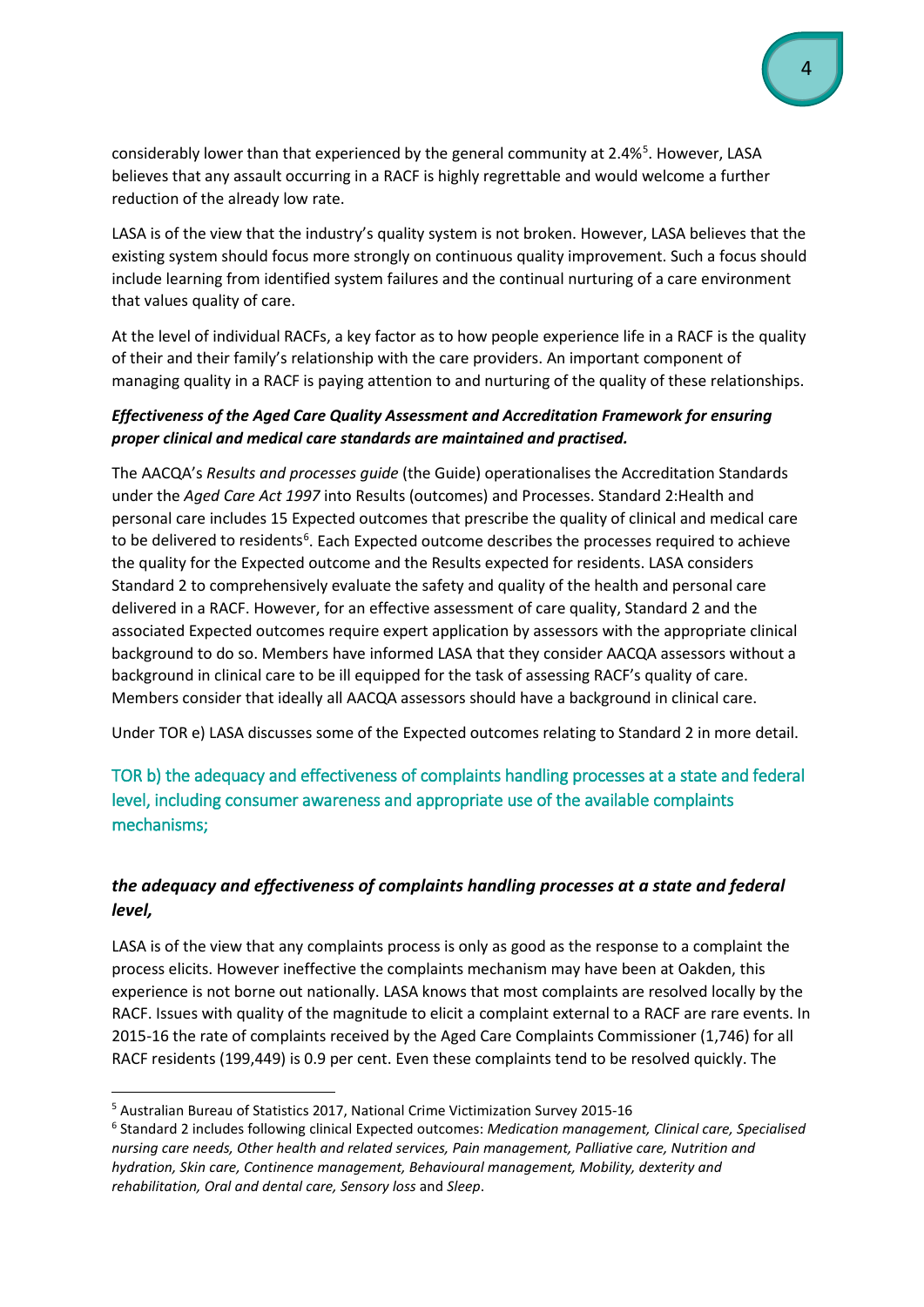considerably lower than that experienced by the general community at 2.4%[5]. However, LASA believes that any assault occurring in a RACF is highly regrettable and would welcome a further reduction of the already low rate.

LASA is of the view that the industry's quality system is not broken. However, LASA believes that the existing system should focus more strongly on continuous quality improvement. Such a focus should include learning from identified system failures and the continual nurturing of a care environment that values quality of care.

At the level of individual RACFs, a key factor as to how people experience life in a RACF is the quality of their and their family's relationship with the care providers. An important component of managing quality in a RACF is paying attention to and nurturing of the quality of these relationships.

***Effectiveness of the Aged Care Quality Assessment and Accreditation Framework for ensuring proper clinical and medical care standards are maintained and practised.***

The AACQA's *Results and processes guide* (the Guide) operationalises the Accreditation Standards under the *Aged Care Act 1997* into Results (outcomes) and Processes. Standard 2:Health and personal care includes 15 Expected outcomes that prescribe the quality of clinical and medical care to be delivered to residents[6]. Each Expected outcome describes the processes required to achieve the quality for the Expected outcome and the Results expected for residents. LASA considers Standard 2 to comprehensively evaluate the safety and quality of the health and personal care delivered in a RACF. However, for an effective assessment of care quality, Standard 2 and the associated Expected outcomes require expert application by assessors with the appropriate clinical background to do so. Members have informed LASA that they consider AACQA assessors without a background in clinical care to be ill equipped for the task of assessing RACF's quality of care. Members consider that ideally all AACQA assessors should have a background in clinical care.

Under TOR e) LASA discusses some of the Expected outcomes relating to Standard 2 in more detail.

## TOR b) the adequacy and effectiveness of complaints handling processes at a state and federal level, including consumer awareness and appropriate use of the available complaints mechanisms;

### *the adequacy and effectiveness of complaints handling processes at a state and federal level,*

LASA is of the view that any complaints process is only as good as the response to a complaint the process elicits. However ineffective the complaints mechanism may have been at Oakden, this experience is not borne out nationally. LASA knows that most complaints are resolved locally by the RACF. Issues with quality of the magnitude to elicit a complaint external to a RACF are rare events. In 2015-16 the rate of complaints received by the Aged Care Complaints Commissioner (1,746) for all RACF residents (199,449) is 0.9 per cent. Even these complaints tend to be resolved quickly. The

---

[5] Australian Bureau of Statistics 2017, National Crime Victimization Survey 2015-16

[6] Standard 2 includes following clinical Expected outcomes: *Medication management, Clinical care, Specialised nursing care needs, Other health and related services, Pain management, Palliative care, Nutrition and hydration, Skin care, Continence management, Behavioural management, Mobility, dexterity and rehabilitation, Oral and dental care, Sensory loss* and *Sleep*.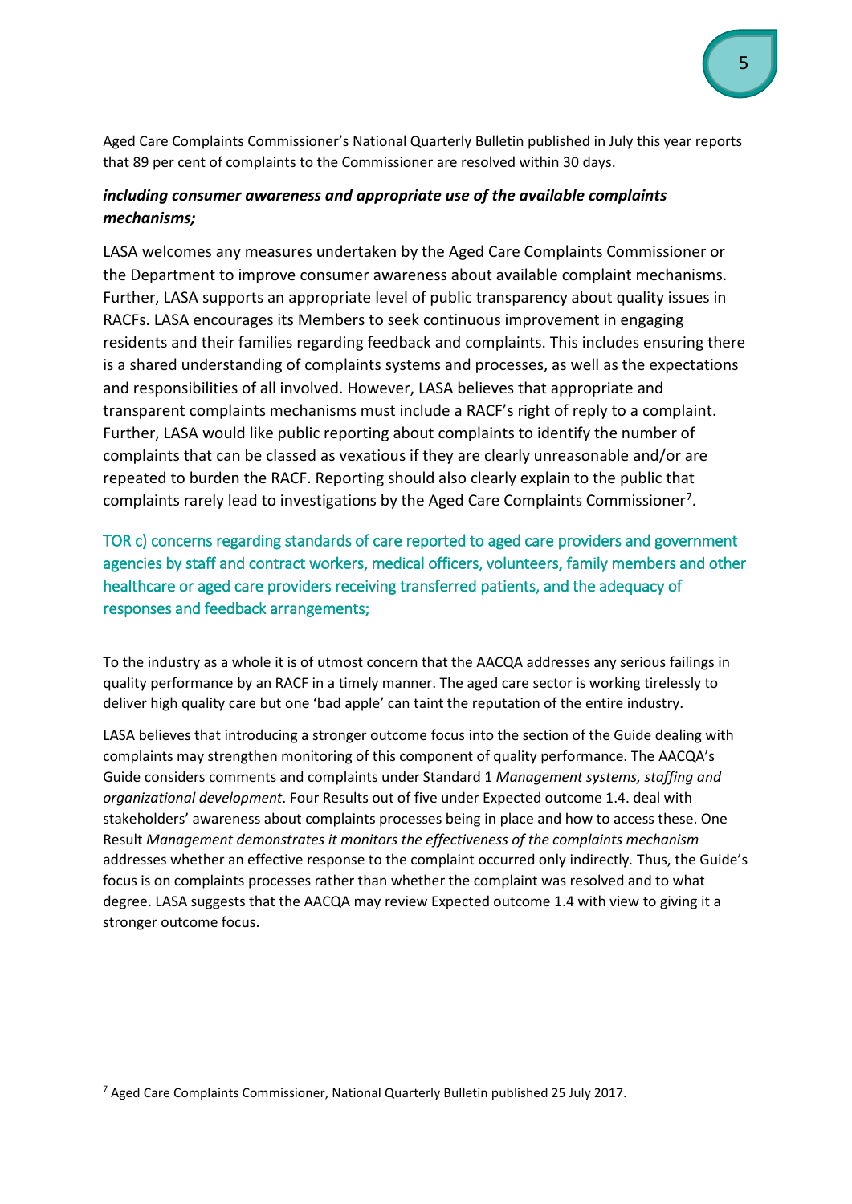Aged Care Complaints Commissioner's National Quarterly Bulletin published in July this year reports that 89 per cent of complaints to the Commissioner are resolved within 30 days.

***including consumer awareness and appropriate use of the available complaints mechanisms;***

LASA welcomes any measures undertaken by the Aged Care Complaints Commissioner or the Department to improve consumer awareness about available complaint mechanisms. Further, LASA supports an appropriate level of public transparency about quality issues in RACFs. LASA encourages its Members to seek continuous improvement in engaging residents and their families regarding feedback and complaints. This includes ensuring there is a shared understanding of complaints systems and processes, as well as the expectations and responsibilities of all involved. However, LASA believes that appropriate and transparent complaints mechanisms must include a RACF's right of reply to a complaint. Further, LASA would like public reporting about complaints to identify the number of complaints that can be classed as vexatious if they are clearly unreasonable and/or are repeated to burden the RACF. Reporting should also clearly explain to the public that complaints rarely lead to investigations by the Aged Care Complaints Commissioner[7].

## TOR c) concerns regarding standards of care reported to aged care providers and government agencies by staff and contract workers, medical officers, volunteers, family members and other healthcare or aged care providers receiving transferred patients, and the adequacy of responses and feedback arrangements;

To the industry as a whole it is of utmost concern that the AACQA addresses any serious failings in quality performance by an RACF in a timely manner. The aged care sector is working tirelessly to deliver high quality care but one 'bad apple' can taint the reputation of the entire industry.

LASA believes that introducing a stronger outcome focus into the section of the Guide dealing with complaints may strengthen monitoring of this component of quality performance. The AACQA's Guide considers comments and complaints under Standard 1 *Management systems, staffing and organizational development*. Four Results out of five under Expected outcome 1.4. deal with stakeholders' awareness about complaints processes being in place and how to access these. One Result *Management demonstrates it monitors the effectiveness of the complaints mechanism* addresses whether an effective response to the complaint occurred only indirectly. Thus, the Guide's focus is on complaints processes rather than whether the complaint was resolved and to what degree. LASA suggests that the AACQA may review Expected outcome 1.4 with view to giving it a stronger outcome focus.

---

[7] Aged Care Complaints Commissioner, National Quarterly Bulletin published 25 July 2017.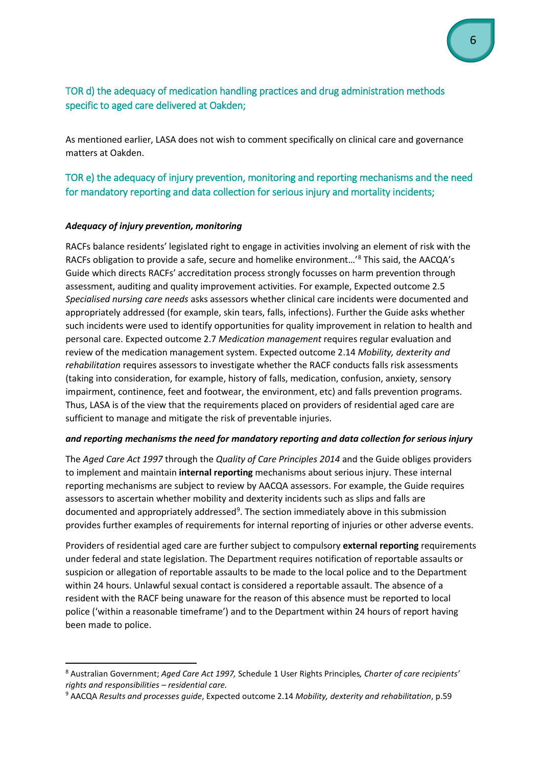## TOR d) the adequacy of medication handling practices and drug administration methods specific to aged care delivered at Oakden;

As mentioned earlier, LASA does not wish to comment specifically on clinical care and governance matters at Oakden.

## TOR e) the adequacy of injury prevention, monitoring and reporting mechanisms and the need for mandatory reporting and data collection for serious injury and mortality incidents;

***Adequacy of injury prevention, monitoring***

RACFs balance residents' legislated right to engage in activities involving an element of risk with the RACFs obligation to provide a safe, secure and homelike environment…'[8] This said, the AACQA's Guide which directs RACFs' accreditation process strongly focusses on harm prevention through assessment, auditing and quality improvement activities. For example, Expected outcome 2.5 *Specialised nursing care needs* asks assessors whether clinical care incidents were documented and appropriately addressed (for example, skin tears, falls, infections). Further the Guide asks whether such incidents were used to identify opportunities for quality improvement in relation to health and personal care. Expected outcome 2.7 *Medication management* requires regular evaluation and review of the medication management system. Expected outcome 2.14 *Mobility, dexterity and rehabilitation* requires assessors to investigate whether the RACF conducts falls risk assessments (taking into consideration, for example, history of falls, medication, confusion, anxiety, sensory impairment, continence, feet and footwear, the environment, etc) and falls prevention programs. Thus, LASA is of the view that the requirements placed on providers of residential aged care are sufficient to manage and mitigate the risk of preventable injuries.

***and reporting mechanisms the need for mandatory reporting and data collection for serious injury***

The *Aged Care Act 1997* through the *Quality of Care Principles 2014* and the Guide obliges providers to implement and maintain **internal reporting** mechanisms about serious injury. These internal reporting mechanisms are subject to review by AACQA assessors. For example, the Guide requires assessors to ascertain whether mobility and dexterity incidents such as slips and falls are documented and appropriately addressed[9]. The section immediately above in this submission provides further examples of requirements for internal reporting of injuries or other adverse events.

Providers of residential aged care are further subject to compulsory **external reporting** requirements under federal and state legislation. The Department requires notification of reportable assaults or suspicion or allegation of reportable assaults to be made to the local police and to the Department within 24 hours. Unlawful sexual contact is considered a reportable assault. The absence of a resident with the RACF being unaware for the reason of this absence must be reported to local police ('within a reasonable timeframe') and to the Department within 24 hours of report having been made to police.

---

[8] Australian Government; *Aged Care Act 1997,* Schedule 1 User Rights Principles*, Charter of care recipients' rights and responsibilities – residential care.*

[9] AACQA *Results and processes guide*, Expected outcome 2.14 *Mobility, dexterity and rehabilitation*, p.59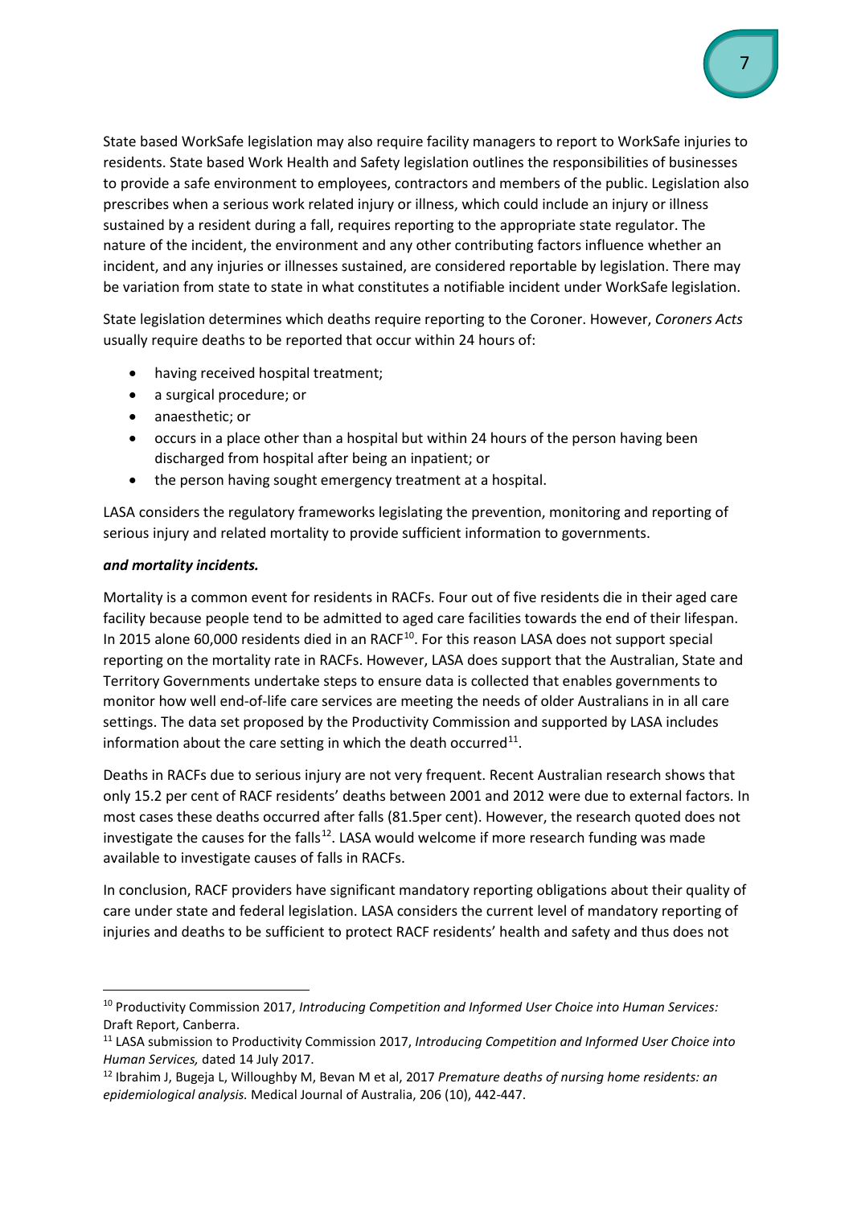State based WorkSafe legislation may also require facility managers to report to WorkSafe injuries to residents. State based Work Health and Safety legislation outlines the responsibilities of businesses to provide a safe environment to employees, contractors and members of the public. Legislation also prescribes when a serious work related injury or illness, which could include an injury or illness sustained by a resident during a fall, requires reporting to the appropriate state regulator. The nature of the incident, the environment and any other contributing factors influence whether an incident, and any injuries or illnesses sustained, are considered reportable by legislation. There may be variation from state to state in what constitutes a notifiable incident under WorkSafe legislation.

State legislation determines which deaths require reporting to the Coroner. However, *Coroners Acts* usually require deaths to be reported that occur within 24 hours of:

- having received hospital treatment;
- a surgical procedure; or
- anaesthetic; or
- occurs in a place other than a hospital but within 24 hours of the person having been discharged from hospital after being an inpatient; or
- the person having sought emergency treatment at a hospital.

LASA considers the regulatory frameworks legislating the prevention, monitoring and reporting of serious injury and related mortality to provide sufficient information to governments.

***and mortality incidents.***

Mortality is a common event for residents in RACFs. Four out of five residents die in their aged care facility because people tend to be admitted to aged care facilities towards the end of their lifespan. In 2015 alone 60,000 residents died in an RACF[10]. For this reason LASA does not support special reporting on the mortality rate in RACFs. However, LASA does support that the Australian, State and Territory Governments undertake steps to ensure data is collected that enables governments to monitor how well end-of-life care services are meeting the needs of older Australians in in all care settings. The data set proposed by the Productivity Commission and supported by LASA includes information about the care setting in which the death occurred[11].

Deaths in RACFs due to serious injury are not very frequent. Recent Australian research shows that only 15.2 per cent of RACF residents' deaths between 2001 and 2012 were due to external factors. In most cases these deaths occurred after falls (81.5per cent). However, the research quoted does not investigate the causes for the falls[12]. LASA would welcome if more research funding was made available to investigate causes of falls in RACFs.

In conclusion, RACF providers have significant mandatory reporting obligations about their quality of care under state and federal legislation. LASA considers the current level of mandatory reporting of injuries and deaths to be sufficient to protect RACF residents' health and safety and thus does not

---

[10] Productivity Commission 2017, *Introducing Competition and Informed User Choice into Human Services:* Draft Report, Canberra.

[11] LASA submission to Productivity Commission 2017, *Introducing Competition and Informed User Choice into Human Services,* dated 14 July 2017.

[12] Ibrahim J, Bugeja L, Willoughby M, Bevan M et al, 2017 *Premature deaths of nursing home residents: an epidemiological analysis.* Medical Journal of Australia, 206 (10), 442-447.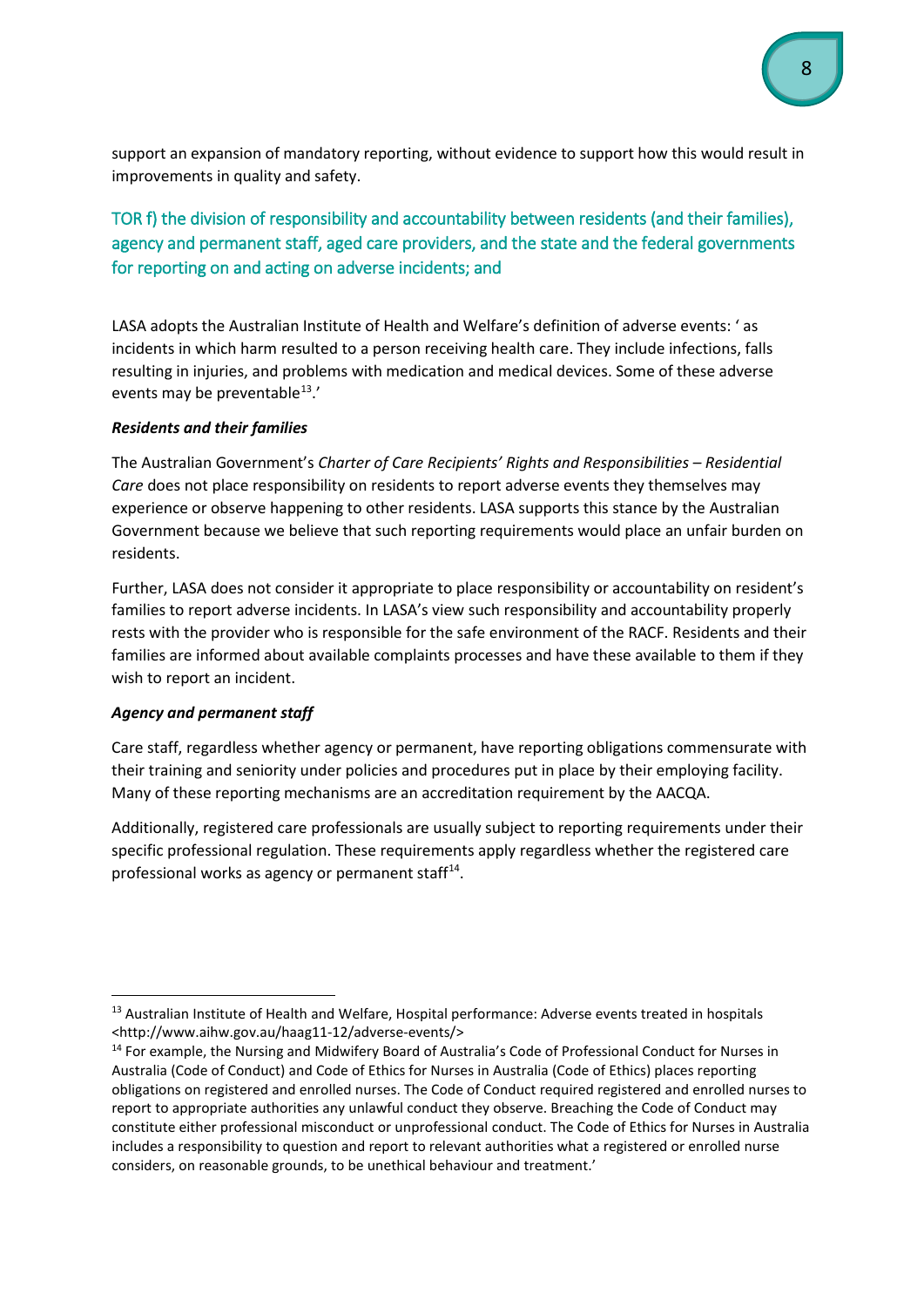support an expansion of mandatory reporting, without evidence to support how this would result in improvements in quality and safety.

## TOR f) the division of responsibility and accountability between residents (and their families), agency and permanent staff, aged care providers, and the state and the federal governments for reporting on and acting on adverse incidents; and

LASA adopts the Australian Institute of Health and Welfare's definition of adverse events: ' as incidents in which harm resulted to a person receiving health care. They include infections, falls resulting in injuries, and problems with medication and medical devices. Some of these adverse events may be preventable[13].'

***Residents and their families***

The Australian Government's *Charter of Care Recipients' Rights and Responsibilities – Residential Care* does not place responsibility on residents to report adverse events they themselves may experience or observe happening to other residents. LASA supports this stance by the Australian Government because we believe that such reporting requirements would place an unfair burden on residents.

Further, LASA does not consider it appropriate to place responsibility or accountability on resident's families to report adverse incidents. In LASA's view such responsibility and accountability properly rests with the provider who is responsible for the safe environment of the RACF. Residents and their families are informed about available complaints processes and have these available to them if they wish to report an incident.

***Agency and permanent staff***

Care staff, regardless whether agency or permanent, have reporting obligations commensurate with their training and seniority under policies and procedures put in place by their employing facility. Many of these reporting mechanisms are an accreditation requirement by the AACQA.

Additionally, registered care professionals are usually subject to reporting requirements under their specific professional regulation. These requirements apply regardless whether the registered care professional works as agency or permanent staff[14].

---

[13] Australian Institute of Health and Welfare, Hospital performance: Adverse events treated in hospitals <http://www.aihw.gov.au/haag11-12/adverse-events/>

[14] For example, the Nursing and Midwifery Board of Australia's Code of Professional Conduct for Nurses in Australia (Code of Conduct) and Code of Ethics for Nurses in Australia (Code of Ethics) places reporting obligations on registered and enrolled nurses. The Code of Conduct required registered and enrolled nurses to report to appropriate authorities any unlawful conduct they observe. Breaching the Code of Conduct may constitute either professional misconduct or unprofessional conduct. The Code of Ethics for Nurses in Australia includes a responsibility to question and report to relevant authorities what a registered or enrolled nurse considers, on reasonable grounds, to be unethical behaviour and treatment.'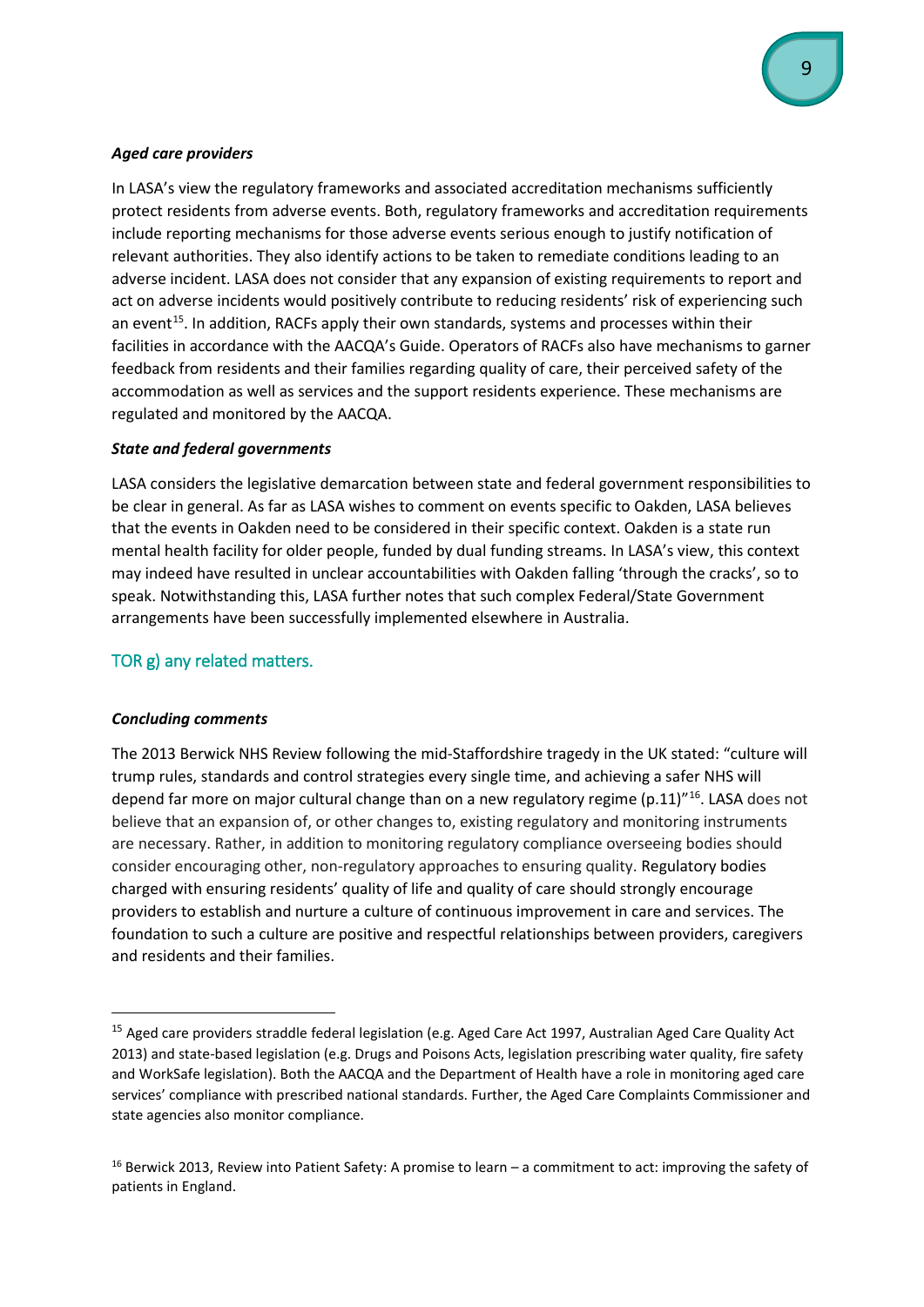***Aged care providers***

In LASA's view the regulatory frameworks and associated accreditation mechanisms sufficiently protect residents from adverse events. Both, regulatory frameworks and accreditation requirements include reporting mechanisms for those adverse events serious enough to justify notification of relevant authorities. They also identify actions to be taken to remediate conditions leading to an adverse incident. LASA does not consider that any expansion of existing requirements to report and act on adverse incidents would positively contribute to reducing residents' risk of experiencing such an event[15]. In addition, RACFs apply their own standards, systems and processes within their facilities in accordance with the AACQA's Guide. Operators of RACFs also have mechanisms to garner feedback from residents and their families regarding quality of care, their perceived safety of the accommodation as well as services and the support residents experience. These mechanisms are regulated and monitored by the AACQA.

***State and federal governments***

LASA considers the legislative demarcation between state and federal government responsibilities to be clear in general. As far as LASA wishes to comment on events specific to Oakden, LASA believes that the events in Oakden need to be considered in their specific context. Oakden is a state run mental health facility for older people, funded by dual funding streams. In LASA's view, this context may indeed have resulted in unclear accountabilities with Oakden falling 'through the cracks', so to speak. Notwithstanding this, LASA further notes that such complex Federal/State Government arrangements have been successfully implemented elsewhere in Australia.

## TOR g) any related matters.

***Concluding comments***

The 2013 Berwick NHS Review following the mid-Staffordshire tragedy in the UK stated: "culture will trump rules, standards and control strategies every single time, and achieving a safer NHS will depend far more on major cultural change than on a new regulatory regime (p.11)"[16]. LASA does not believe that an expansion of, or other changes to, existing regulatory and monitoring instruments are necessary. Rather, in addition to monitoring regulatory compliance overseeing bodies should consider encouraging other, non-regulatory approaches to ensuring quality. Regulatory bodies charged with ensuring residents' quality of life and quality of care should strongly encourage providers to establish and nurture a culture of continuous improvement in care and services. The foundation to such a culture are positive and respectful relationships between providers, caregivers and residents and their families.

---

[15] Aged care providers straddle federal legislation (e.g. Aged Care Act 1997, Australian Aged Care Quality Act 2013) and state-based legislation (e.g. Drugs and Poisons Acts, legislation prescribing water quality, fire safety and WorkSafe legislation). Both the AACQA and the Department of Health have a role in monitoring aged care services' compliance with prescribed national standards. Further, the Aged Care Complaints Commissioner and state agencies also monitor compliance.

[16] Berwick 2013, Review into Patient Safety: A promise to learn – a commitment to act: improving the safety of patients in England.